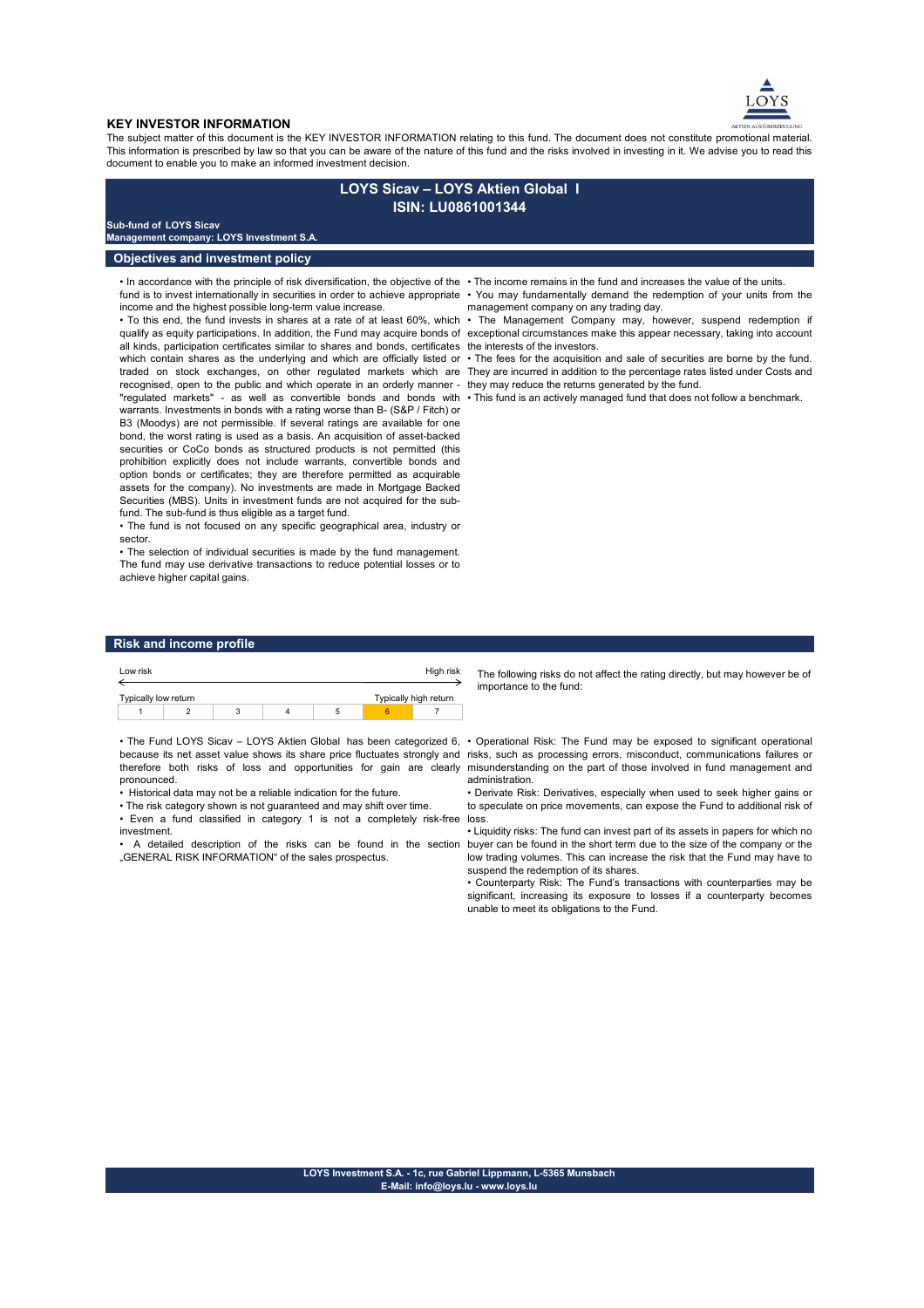## KEY INVESTOR INFORMATION

The subject matter of this document is the KEY INVESTOR INFORMATION relating to this fund. The document does not constitute promotional material. This information is prescribed by law so that you can be aware of the nature of this fund and the risks involved in investing in it. We advise you to read this document to enable you to make an informed investment decision.

# LOYS Sicav – LOYS Aktien Global I
# ISIN: LU0861001344

**Sub-fund of LOYS Sicav**
**Management company: LOYS Investment S.A.**

## Objectives and investment policy

• In accordance with the principle of risk diversification, the objective of the fund is to invest internationally in securities in order to achieve appropriate income and the highest possible long-term value increase.

• To this end, the fund invests in shares at a rate of at least 60%, which qualify as equity participations. In addition, the Fund may acquire bonds of all kinds, participation certificates similar to shares and bonds, certificates which contain shares as the underlying and which are officially listed or traded on stock exchanges, on other regulated markets which are recognised, open to the public and which operate in an orderly manner - "regulated markets" - as well as convertible bonds and bonds with warrants. Investments in bonds with a rating worse than B- (S&P / Fitch) or B3 (Moodys) are not permissible. If several ratings are available for one bond, the worst rating is used as a basis. An acquisition of asset-backed securities or CoCo bonds as structured products is not permitted (this prohibition explicitly does not include warrants, convertible bonds and option bonds or certificates; they are therefore permitted as acquirable assets for the company). No investments are made in Mortgage Backed Securities (MBS). Units in investment funds are not acquired for the sub-fund. The sub-fund is thus eligible as a target fund.

• The fund is not focused on any specific geographical area, industry or sector.

• The selection of individual securities is made by the fund management. The fund may use derivative transactions to reduce potential losses or to achieve higher capital gains.

• The income remains in the fund and increases the value of the units.

• You may fundamentally demand the redemption of your units from the management company on any trading day.

• The Management Company may, however, suspend redemption if exceptional circumstances make this appear necessary, taking into account the interests of the investors.

• The fees for the acquisition and sale of securities are borne by the fund. They are incurred in addition to the percentage rates listed under Costs and they may reduce the returns generated by the fund.

• This fund is an actively managed fund that does not follow a benchmark.

## Risk and income profile

Low risk ← → High risk

Typically low return — Typically high return

| 1 | 2 | 3 | 4 | 5 | 6 | 7 |
|---|---|---|---|---|---|---|

(Category 6 highlighted)

• The Fund LOYS Sicav – LOYS Aktien Global has been categorized 6, because its net asset value shows its share price fluctuates strongly and therefore both risks of loss and opportunities for gain are clearly pronounced.

• Historical data may not be a reliable indication for the future.

• The risk category shown is not guaranteed and may shift over time.

• Even a fund classified in category 1 is not a completely risk-free investment.

• A detailed description of the risks can be found in the section „GENERAL RISK INFORMATION" of the sales prospectus.

The following risks do not affect the rating directly, but may however be of importance to the fund:

• Operational Risk: The Fund may be exposed to significant operational risks, such as processing errors, misconduct, communications failures or misunderstanding on the part of those involved in fund management and administration.

• Derivate Risk: Derivatives, especially when used to seek higher gains or to speculate on price movements, can expose the Fund to additional risk of loss.

• Liquidity risks: The fund can invest part of its assets in papers for which no buyer can be found in the short term due to the size of the company or the low trading volumes. This can increase the risk that the Fund may have to suspend the redemption of its shares.

• Counterparty Risk: The Fund's transactions with counterparties may be significant, increasing its exposure to losses if a counterparty becomes unable to meet its obligations to the Fund.

**LOYS Investment S.A. - 1c, rue Gabriel Lippmann, L-5365 Munsbach**
**E-Mail: info@loys.lu - www.loys.lu**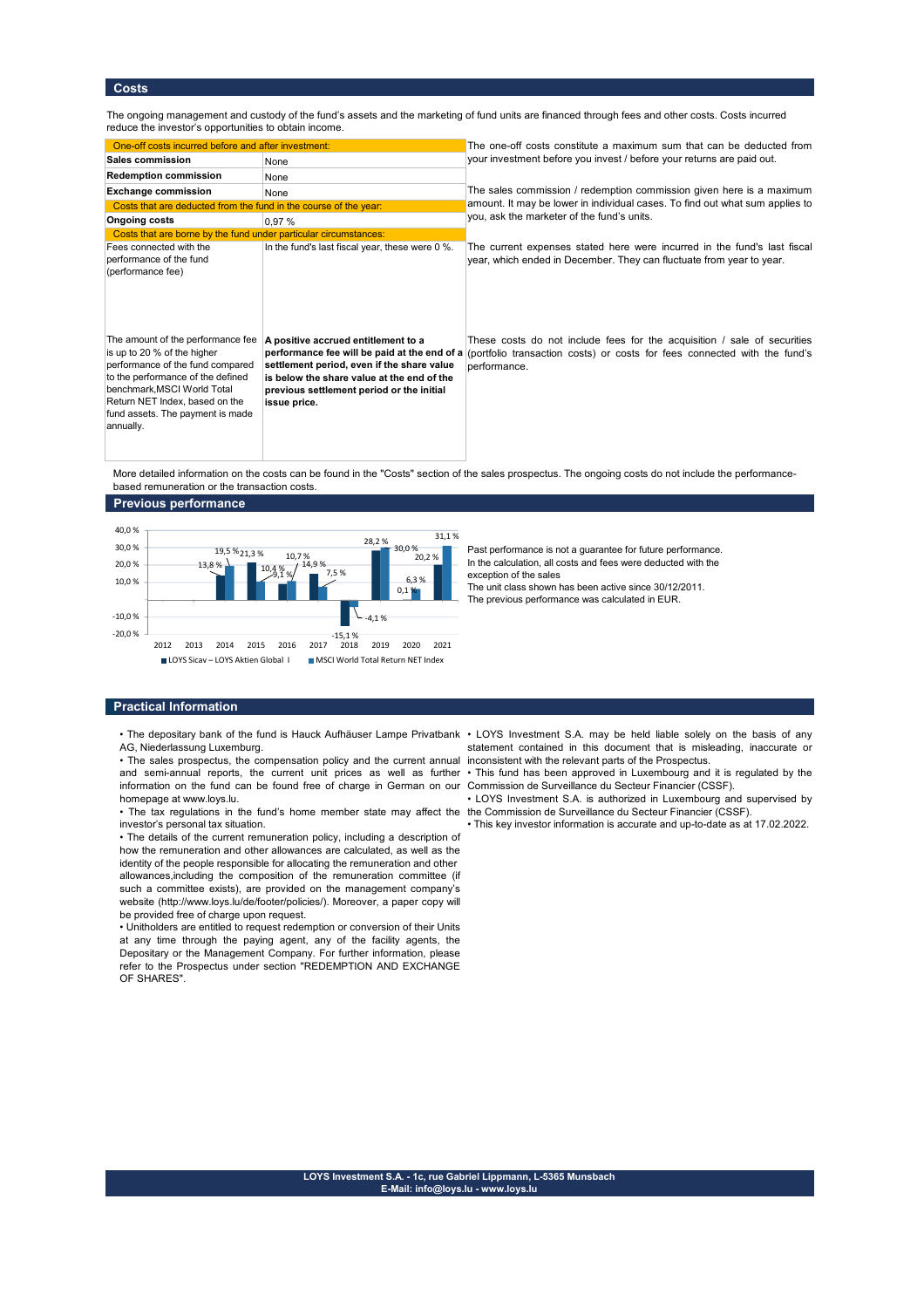## Costs

The ongoing management and custody of the fund's assets and the marketing of fund units are financed through fees and other costs. Costs incurred reduce the investor's opportunities to obtain income.

| One-off costs incurred before and after investment: | |
|---|---|
| **Sales commission** | None |
| **Redemption commission** | None |
| **Exchange commission** | None |
| Costs that are deducted from the fund in the course of the year: | |
| **Ongoing costs** | 0,97 % |
| Costs that are borne by the fund under particular circumstances: | |
| Fees connected with the performance of the fund (performance fee) | In the fund's last fiscal year, these were 0 %. |
| The amount of the performance fee is up to 20 % of the higher performance of the fund compared to the performance of the defined benchmark,MSCI World Total Return NET Index, based on the fund assets. The payment is made annually. | **A positive accrued entitlement to a performance fee will be paid at the end of a settlement period, even if the share value is below the share value at the end of the previous settlement period or the initial issue price.** |

The one-off costs constitute a maximum sum that can be deducted from your investment before you invest / before your returns are paid out.

The sales commission / redemption commission given here is a maximum amount. It may be lower in individual cases. To find out what sum applies to you, ask the marketer of the fund's units.

The current expenses stated here were incurred in the fund's last fiscal year, which ended in December. They can fluctuate from year to year.

These costs do not include fees for the acquisition / sale of securities (portfolio transaction costs) or costs for fees connected with the fund's performance.

More detailed information on the costs can be found in the "Costs" section of the sales prospectus. The ongoing costs do not include the performance-based remuneration or the transaction costs.

## Previous performance

40,0 %
30,0 %
20,0 %
10,0 %
-10,0 %
-20,0 %

13,8 % 19,5 % 21,3 % 10,4 % 9,1 % 10,7 % 14,9 % 7,5 % -15,1 % -4,1 % 28,2 % 30,0 % 0,1 % 6,3 % 20,2 % 31,1 %

2012 2013 2014 2015 2016 2017 2018 2019 2020 2021

LOYS Sicav – LOYS Aktien Global I
MSCI World Total Return NET Index

Past performance is not a guarantee for future performance.
In the calculation, all costs and fees were deducted with the exception of the sales
The unit class shown has been active since 30/12/2011.
The previous performance was calculated in EUR.

## Practical Information

- The depositary bank of the fund is Hauck Aufhäuser Lampe Privatbank AG, Niederlassung Luxemburg.
- The sales prospectus, the compensation policy and the current annual and semi-annual reports, the current unit prices as well as further information on the fund can be found free of charge in German on our homepage at www.loys.lu.
- The tax regulations in the fund's home member state may affect the investor's personal tax situation.
- The details of the current remuneration policy, including a description of how the remuneration and other allowances are calculated, as well as the identity of the people responsible for allocating the remuneration and other allowances,including the composition of the remuneration committee (if such a committee exists), are provided on the management company's website (http://www.loys.lu/de/footer/policies/). Moreover, a paper copy will be provided free of charge upon request.
- Unitholders are entitled to request redemption or conversion of their Units at any time through the paying agent, any of the facility agents, the Depositary or the Management Company. For further information, please refer to the Prospectus under section "REDEMPTION AND EXCHANGE OF SHARES".
- LOYS Investment S.A. may be held liable solely on the basis of any statement contained in this document that is misleading, inaccurate or inconsistent with the relevant parts of the Prospectus.
- This fund has been approved in Luxembourg and it is regulated by the Commission de Surveillance du Secteur Financier (CSSF).
- LOYS Investment S.A. is authorized in Luxembourg and supervised by the Commission de Surveillance du Secteur Financier (CSSF).
- This key investor information is accurate and up-to-date as at 17.02.2022.

**LOYS Investment S.A. - 1c, rue Gabriel Lippmann, L-5365 Munsbach**
**E-Mail: info@loys.lu - www.loys.lu**